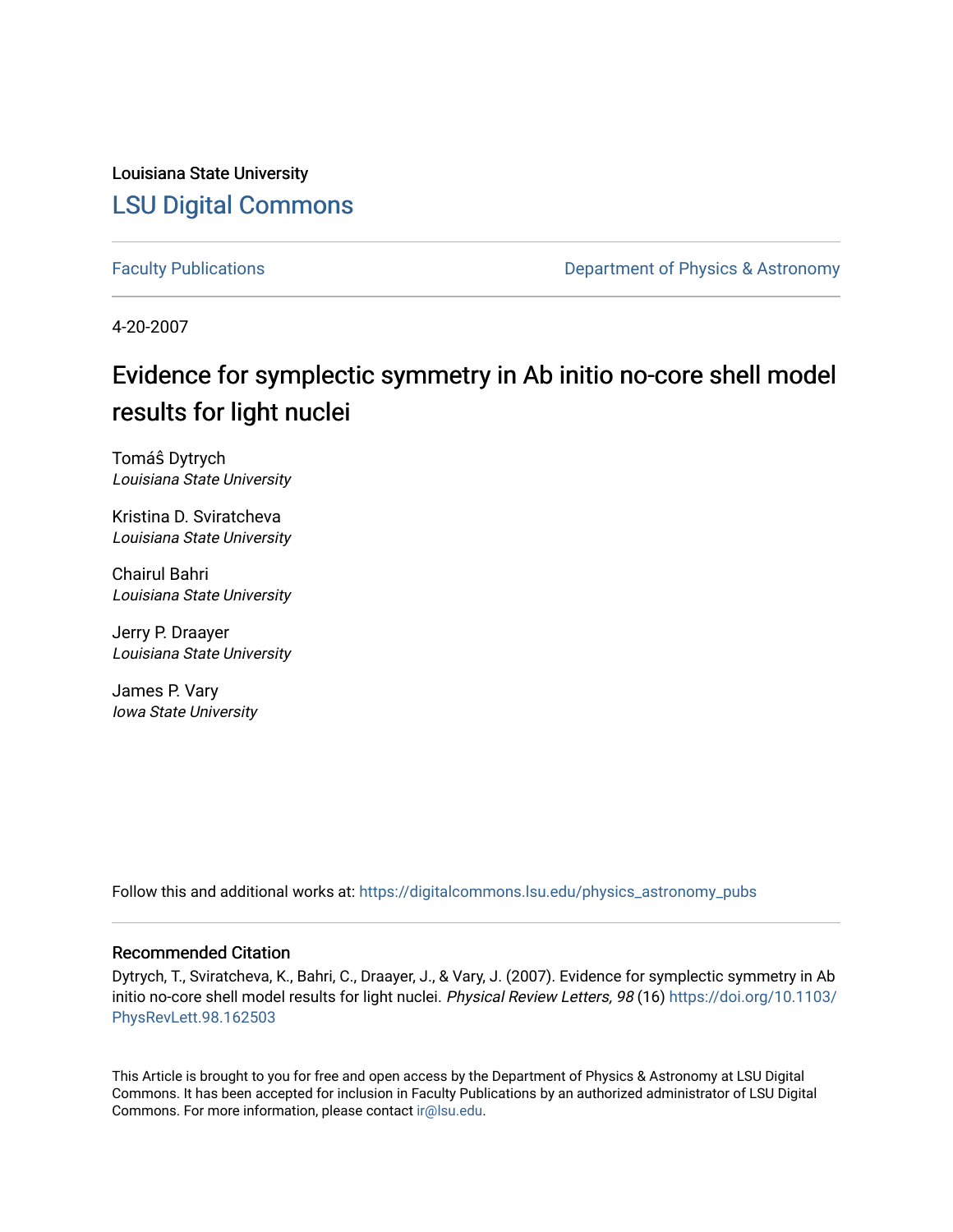Louisiana State University

# LSU Digital Commons

Faculty Publications

Department of Physics & Astronomy

4-20-2007

# Evidence for symplectic symmetry in Ab initio no-core shell model results for light nuclei

Tomáŝ Dytrych
*Louisiana State University*

Kristina D. Sviratcheva
*Louisiana State University*

Chairul Bahri
*Louisiana State University*

Jerry P. Draayer
*Louisiana State University*

James P. Vary
*Iowa State University*

Follow this and additional works at: https://digitalcommons.lsu.edu/physics_astronomy_pubs

## Recommended Citation

Dytrych, T., Sviratcheva, K., Bahri, C., Draayer, J., & Vary, J. (2007). Evidence for symplectic symmetry in Ab initio no-core shell model results for light nuclei. *Physical Review Letters, 98* (16) https://doi.org/10.1103/PhysRevLett.98.162503

This Article is brought to you for free and open access by the Department of Physics & Astronomy at LSU Digital Commons. It has been accepted for inclusion in Faculty Publications by an authorized administrator of LSU Digital Commons. For more information, please contact ir@lsu.edu.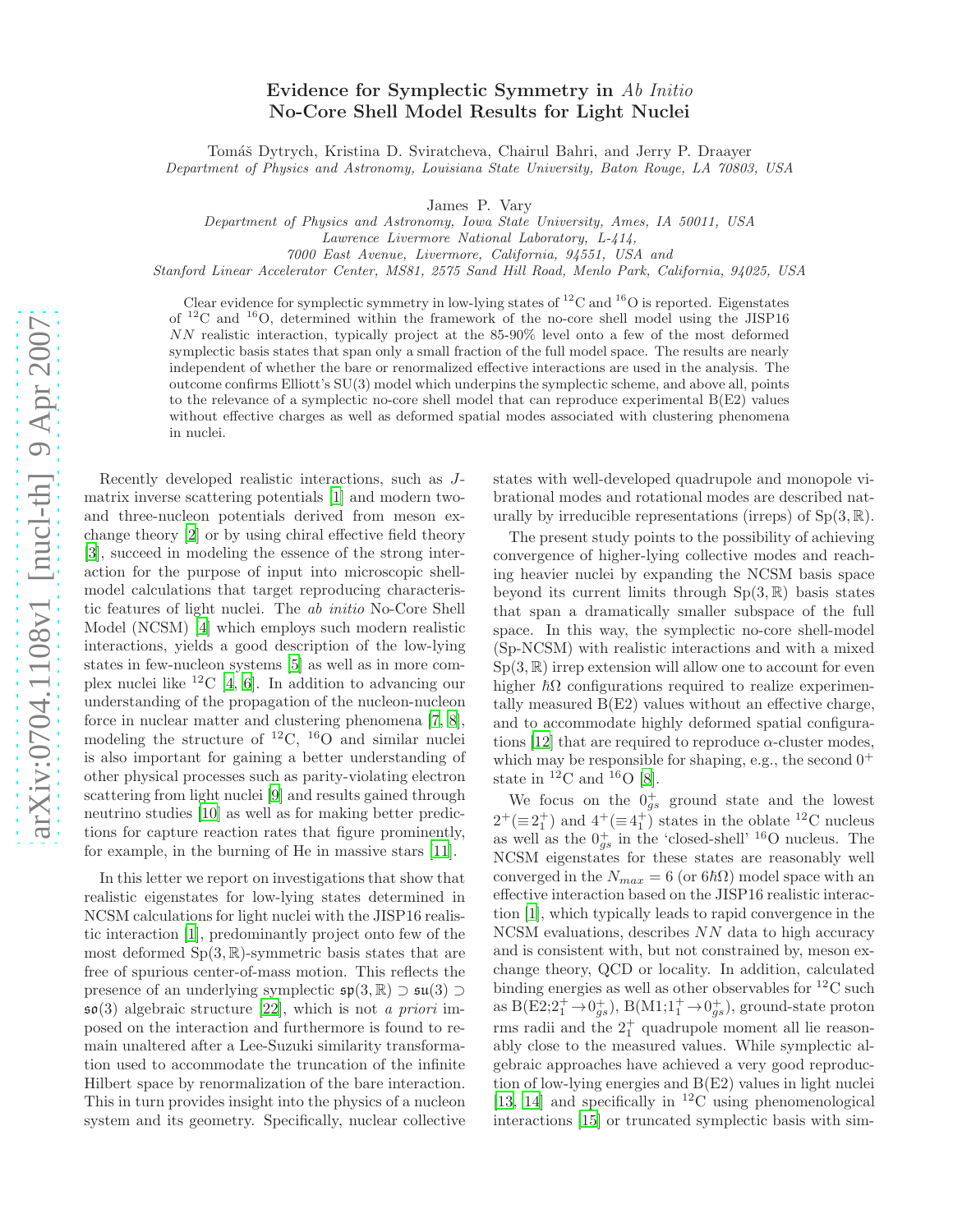# Evidence for Symplectic Symmetry in *Ab Initio* No-Core Shell Model Results for Light Nuclei

Tomáš Dytrych, Kristina D. Sviratcheva, Chairul Bahri, and Jerry P. Draayer
*Department of Physics and Astronomy, Louisiana State University, Baton Rouge, LA 70803, USA*

James P. Vary
*Department of Physics and Astronomy, Iowa State University, Ames, IA 50011, USA*
*Lawrence Livermore National Laboratory, L-414,*
*7000 East Avenue, Livermore, California, 94551, USA and*
*Stanford Linear Accelerator Center, MS81, 2575 Sand Hill Road, Menlo Park, California, 94025, USA*

Clear evidence for symplectic symmetry in low-lying states of $^{12}$C and $^{16}$O is reported. Eigenstates of $^{12}$C and $^{16}$O, determined within the framework of the no-core shell model using the JISP16 $NN$ realistic interaction, typically project at the 85-90% level onto a few of the most deformed symplectic basis states that span only a small fraction of the full model space. The results are nearly independent of whether the bare or renormalized effective interactions are used in the analysis. The outcome confirms Elliott's SU(3) model which underpins the symplectic scheme, and above all, points to the relevance of a symplectic no-core shell model that can reproduce experimental B(E2) values without effective charges as well as deformed spatial modes associated with clustering phenomena in nuclei.

Recently developed realistic interactions, such as $J$-matrix inverse scattering potentials [1] and modern two- and three-nucleon potentials derived from meson exchange theory [2] or by using chiral effective field theory [3], succeed in modeling the essence of the strong interaction for the purpose of input into microscopic shell-model calculations that target reproducing characteristic features of light nuclei. The *ab initio* No-Core Shell Model (NCSM) [4] which employs such modern realistic interactions, yields a good description of the low-lying states in few-nucleon systems [5] as well as in more complex nuclei like $^{12}$C [4, 6]. In addition to advancing our understanding of the propagation of the nucleon-nucleon force in nuclear matter and clustering phenomena [7, 8], modeling the structure of $^{12}$C, $^{16}$O and similar nuclei is also important for gaining a better understanding of other physical processes such as parity-violating electron scattering from light nuclei [9] and results gained through neutrino studies [10] as well as for making better predictions for capture reaction rates that figure prominently, for example, in the burning of He in massive stars [11].

In this letter we report on investigations that show that realistic eigenstates for low-lying states determined in NCSM calculations for light nuclei with the JISP16 realistic interaction [1], predominantly project onto few of the most deformed $\mathrm{Sp}(3,\mathbb{R})$-symmetric basis states that are free of spurious center-of-mass motion. This reflects the presence of an underlying symplectic $\mathfrak{sp}(3,\mathbb{R}) \supset \mathfrak{su}(3) \supset \mathfrak{so}(3)$ algebraic structure [22], which is not *a priori* imposed on the interaction and furthermore is found to remain unaltered after a Lee-Suzuki similarity transformation used to accommodate the truncation of the infinite Hilbert space by renormalization of the bare interaction. This in turn provides insight into the physics of a nucleon system and its geometry. Specifically, nuclear collective states with well-developed quadrupole and monopole vibrational modes and rotational modes are described naturally by irreducible representations (irreps) of $\mathrm{Sp}(3,\mathbb{R})$.

The present study points to the possibility of achieving convergence of higher-lying collective modes and reaching heavier nuclei by expanding the NCSM basis space beyond its current limits through $\mathrm{Sp}(3,\mathbb{R})$ basis states that span a dramatically smaller subspace of the full space. In this way, the symplectic no-core shell-model (Sp-NCSM) with realistic interactions and with a mixed $\mathrm{Sp}(3,\mathbb{R})$ irrep extension will allow one to account for even higher $\hbar\Omega$ configurations required to realize experimentally measured B(E2) values without an effective charge, and to accommodate highly deformed spatial configurations [12] that are required to reproduce $\alpha$-cluster modes, which may be responsible for shaping, e.g., the second $0^+$ state in $^{12}$C and $^{16}$O [8].

We focus on the $0^+_{gs}$ ground state and the lowest $2^+(\equiv 2^+_1)$ and $4^+(\equiv 4^+_1)$ states in the oblate $^{12}$C nucleus as well as the $0^+_{gs}$ in the 'closed-shell' $^{16}$O nucleus. The NCSM eigenstates for these states are reasonably well converged in the $N_{max} = 6$ (or $6\hbar\Omega$) model space with an effective interaction based on the JISP16 realistic interaction [1], which typically leads to rapid convergence in the NCSM evaluations, describes $NN$ data to high accuracy and is consistent with, but not constrained by, meson exchange theory, QCD or locality. In addition, calculated binding energies as well as other observables for $^{12}$C such as B(E2;$2^+_1 \to 0^+_{gs}$), B(M1;$1^+_1 \to 0^+_{gs}$), ground-state proton rms radii and the $2^+_1$ quadrupole moment all lie reasonably close to the measured values. While symplectic algebraic approaches have achieved a very good reproduction of low-lying energies and B(E2) values in light nuclei [13, 14] and specifically in $^{12}$C using phenomenological interactions [15] or truncated symplectic basis with sim-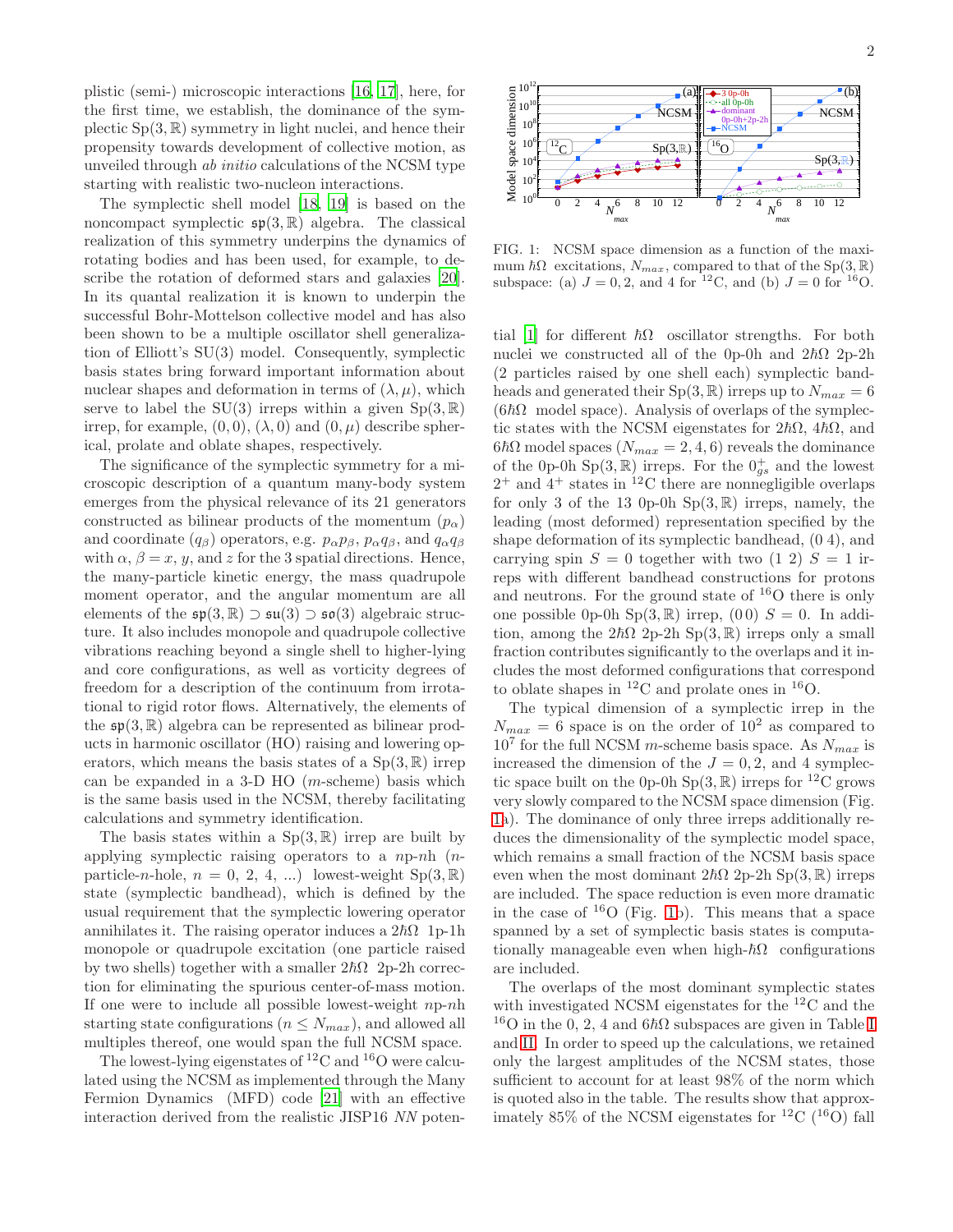plistic (semi-) microscopic interactions [16, 17], here, for the first time, we establish, the dominance of the symplectic $Sp(3,\mathbb{R})$ symmetry in light nuclei, and hence their propensity towards development of collective motion, as unveiled through *ab initio* calculations of the NCSM type starting with realistic two-nucleon interactions.

The symplectic shell model [18, 19] is based on the noncompact symplectic $\mathfrak{sp}(3,\mathbb{R})$ algebra. The classical realization of this symmetry underpins the dynamics of rotating bodies and has been used, for example, to describe the rotation of deformed stars and galaxies [20]. In its quantal realization it is known to underpin the successful Bohr-Mottelson collective model and has also been shown to be a multiple oscillator shell generalization of Elliott's SU(3) model. Consequently, symplectic basis states bring forward important information about nuclear shapes and deformation in terms of $(\lambda,\mu)$, which serve to label the SU(3) irreps within a given $Sp(3,\mathbb{R})$ irrep, for example, $(0,0)$, $(\lambda,0)$ and $(0,\mu)$ describe spherical, prolate and oblate shapes, respectively.

The significance of the symplectic symmetry for a microscopic description of a quantum many-body system emerges from the physical relevance of its 21 generators constructed as bilinear products of the momentum ($p_\alpha$) and coordinate ($q_\beta$) operators, e.g. $p_\alpha p_\beta$, $p_\alpha q_\beta$, and $q_\alpha q_\beta$ with $\alpha$, $\beta = x$, $y$, and $z$ for the 3 spatial directions. Hence, the many-particle kinetic energy, the mass quadrupole moment operator, and the angular momentum are all elements of the $\mathfrak{sp}(3,\mathbb{R}) \supset \mathfrak{su}(3) \supset \mathfrak{so}(3)$ algebraic structure. It also includes monopole and quadrupole collective vibrations reaching beyond a single shell to higher-lying and core configurations, as well as vorticity degrees of freedom for a description of the continuum from irrotational to rigid rotor flows. Alternatively, the elements of the $\mathfrak{sp}(3,\mathbb{R})$ algebra can be represented as bilinear products in harmonic oscillator (HO) raising and lowering operators, which means the basis states of a $Sp(3,\mathbb{R})$ irrep can be expanded in a 3-D HO ($m$-scheme) basis which is the same basis used in the NCSM, thereby facilitating calculations and symmetry identification.

The basis states within a $Sp(3,\mathbb{R})$ irrep are built by applying symplectic raising operators to a $n$p-$n$h ($n$-particle-$n$-hole, $n = 0, 2, 4, ...$) lowest-weight $Sp(3,\mathbb{R})$ state (symplectic bandhead), which is defined by the usual requirement that the symplectic lowering operator annihilates it. The raising operator induces a $2\hbar\Omega$ 1p-1h monopole or quadrupole excitation (one particle raised by two shells) together with a smaller $2\hbar\Omega$ 2p-2h correction for eliminating the spurious center-of-mass motion. If one were to include all possible lowest-weight $n$p-$n$h starting state configurations ($n \le N_{max}$), and allowed all multiples thereof, one would span the full NCSM space.

The lowest-lying eigenstates of $^{12}$C and $^{16}$O were calculated using the NCSM as implemented through the Many Fermion Dynamics (MFD) code [21] with an effective interaction derived from the realistic JISP16 *NN* potential [1] for different $\hbar\Omega$ oscillator strengths. For both nuclei we constructed all of the 0p-0h and $2\hbar\Omega$ 2p-2h (2 particles raised by one shell each) symplectic bandheads and generated their $Sp(3,\mathbb{R})$ irreps up to $N_{max} = 6$ ($6\hbar\Omega$ model space). Analysis of overlaps of the symplectic states with the NCSM eigenstates for $2\hbar\Omega$, $4\hbar\Omega$, and $6\hbar\Omega$ model spaces ($N_{max} = 2, 4, 6$) reveals the dominance of the 0p-0h $Sp(3,\mathbb{R})$ irreps. For the $0^+_{gs}$ and the lowest $2^+$ and $4^+$ states in $^{12}$C there are nonnegligible overlaps for only 3 of the 13 0p-0h $Sp(3,\mathbb{R})$ irreps, namely, the leading (most deformed) representation specified by the shape deformation of its symplectic bandhead, (0 4), and carrying spin $S = 0$ together with two (1 2) $S = 1$ irreps with different bandhead constructions for protons and neutrons. For the ground state of $^{16}$O there is only one possible 0p-0h $Sp(3,\mathbb{R})$ irrep, (0 0) $S = 0$. In addition, among the $2\hbar\Omega$ 2p-2h $Sp(3,\mathbb{R})$ irreps only a small fraction contributes significantly to the overlaps and it includes the most deformed configurations that correspond to oblate shapes in $^{12}$C and prolate ones in $^{16}$O.

FIG. 1: NCSM space dimension as a function of the maximum $\hbar\Omega$ excitations, $N_{max}$, compared to that of the $Sp(3,\mathbb{R})$ subspace: (a) $J = 0, 2$, and 4 for $^{12}$C, and (b) $J = 0$ for $^{16}$O.

The typical dimension of a symplectic irrep in the $N_{max} = 6$ space is on the order of $10^2$ as compared to $10^7$ for the full NCSM $m$-scheme basis space. As $N_{max}$ is increased the dimension of the $J = 0, 2$, and 4 symplectic space built on the 0p-0h $Sp(3,\mathbb{R})$ irreps for $^{12}$C grows very slowly compared to the NCSM space dimension (Fig. 1a). The dominance of only three irreps additionally reduces the dimensionality of the symplectic model space, which remains a small fraction of the NCSM basis space even when the most dominant $2\hbar\Omega$ 2p-2h $Sp(3,\mathbb{R})$ irreps are included. The space reduction is even more dramatic in the case of $^{16}$O (Fig. 1b). This means that a space spanned by a set of symplectic basis states is computationally manageable even when high-$\hbar\Omega$ configurations are included.

The overlaps of the most dominant symplectic states with investigated NCSM eigenstates for the $^{12}$C and the $^{16}$O in the 0, 2, 4 and $6\hbar\Omega$ subspaces are given in Table I and II. In order to speed up the calculations, we retained only the largest amplitudes of the NCSM states, those sufficient to account for at least 98% of the norm which is quoted also in the table. The results show that approximately 85% of the NCSM eigenstates for $^{12}$C ($^{16}$O) fall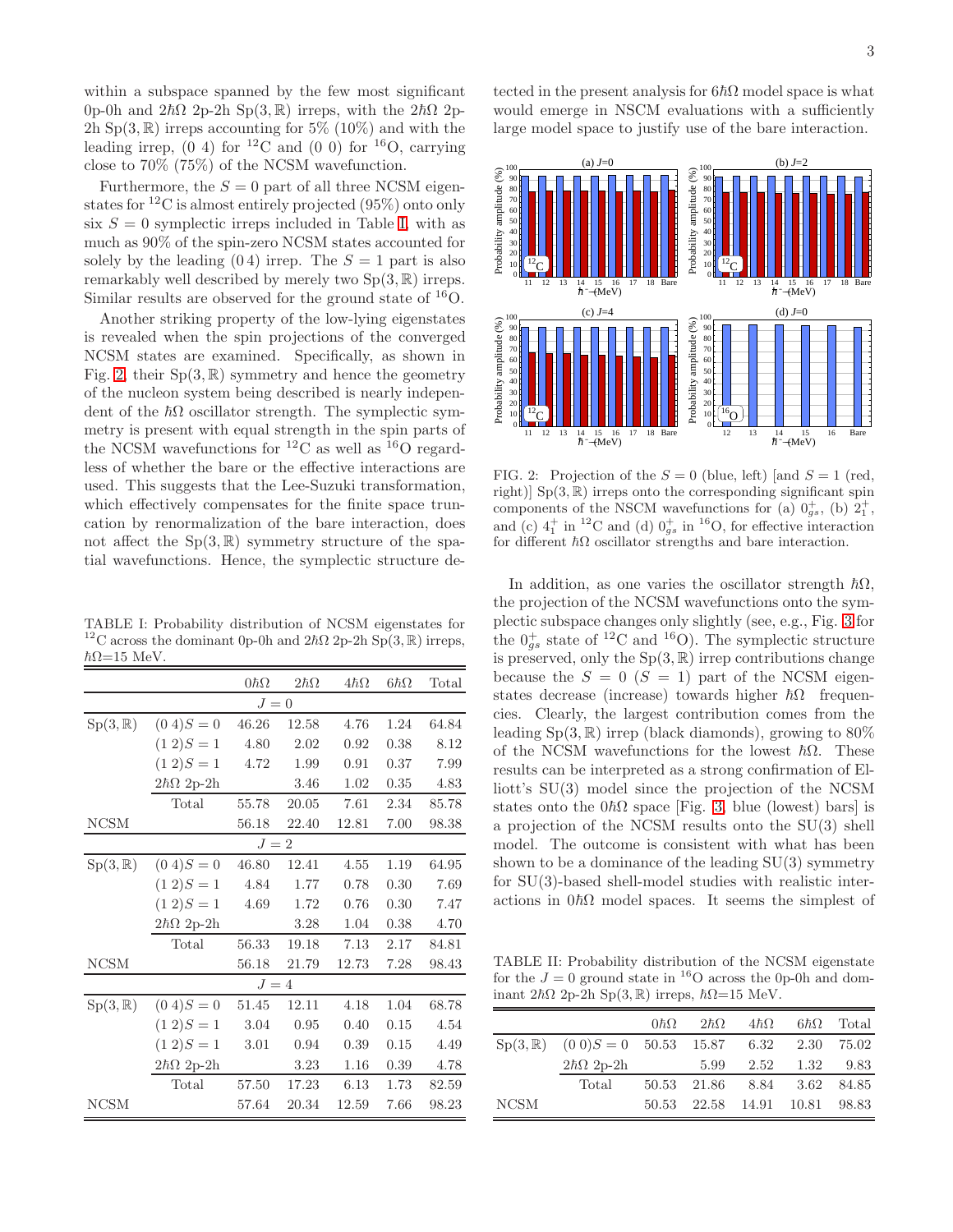within a subspace spanned by the few most significant 0p-0h and $2\hbar\Omega$ 2p-2h $\mathrm{Sp}(3,\mathbb{R})$ irreps, with the $2\hbar\Omega$ 2p-2h $\mathrm{Sp}(3,\mathbb{R})$ irreps accounting for 5% (10%) and with the leading irrep, (0 4) for $^{12}$C and (0 0) for $^{16}$O, carrying close to 70% (75%) of the NCSM wavefunction.

Furthermore, the $S=0$ part of all three NCSM eigenstates for $^{12}$C is almost entirely projected (95%) onto only six $S=0$ symplectic irreps included in Table I, with as much as 90% of the spin-zero NCSM states accounted for solely by the leading (0 4) irrep. The $S=1$ part is also remarkably well described by merely two $\mathrm{Sp}(3,\mathbb{R})$ irreps. Similar results are observed for the ground state of $^{16}$O.

Another striking property of the low-lying eigenstates is revealed when the spin projections of the converged NCSM states are examined. Specifically, as shown in Fig. 2, their $\mathrm{Sp}(3,\mathbb{R})$ symmetry and hence the geometry of the nucleon system being described is nearly independent of the $\hbar\Omega$ oscillator strength. The symplectic symmetry is present with equal strength in the spin parts of the NCSM wavefunctions for $^{12}$C as well as $^{16}$O regardless of whether the bare or the effective interactions are used. This suggests that the Lee-Suzuki transformation, which effectively compensates for the finite space truncation by renormalization of the bare interaction, does not affect the $\mathrm{Sp}(3,\mathbb{R})$ symmetry structure of the spatial wavefunctions. Hence, the symplectic structure detected in the present analysis for $6\hbar\Omega$ model space is what would emerge in NSCM evaluations with a sufficiently large model space to justify use of the bare interaction.

FIG. 2: Projection of the $S=0$ (blue, left) [and $S=1$ (red, right)] $\mathrm{Sp}(3,\mathbb{R})$ irreps onto the corresponding significant spin components of the NCSM wavefunctions for (a) $0^+_{gs}$, (b) $2^+_1$, and (c) $4^+_1$ in $^{12}$C and (d) $0^+_{gs}$ in $^{16}$O, for effective interaction for different $\hbar\Omega$ oscillator strengths and bare interaction.

TABLE I: Probability distribution of NCSM eigenstates for $^{12}$C across the dominant 0p-0h and $2\hbar\Omega$ 2p-2h $\mathrm{Sp}(3,\mathbb{R})$ irreps, $\hbar\Omega$=15 MeV.

| | | $0\hbar\Omega$ | $2\hbar\Omega$ | $4\hbar\Omega$ | $6\hbar\Omega$ | Total |
|---|---|---|---|---|---|---|
| | | $J=0$ | | | | |
| $\mathrm{Sp}(3,\mathbb{R})$ | $(0\,4)S=0$ | 46.26 | 12.58 | 4.76 | 1.24 | 64.84 |
| | $(1\,2)S=1$ | 4.80 | 2.02 | 0.92 | 0.38 | 8.12 |
| | $(1\,2)S=1$ | 4.72 | 1.99 | 0.91 | 0.37 | 7.99 |
| | $2\hbar\Omega$ 2p-2h | | 3.46 | 1.02 | 0.35 | 4.83 |
| | Total | 55.78 | 20.05 | 7.61 | 2.34 | 85.78 |
| NCSM | | 56.18 | 22.40 | 12.81 | 7.00 | 98.38 |
| | | $J=2$ | | | | |
| $\mathrm{Sp}(3,\mathbb{R})$ | $(0\,4)S=0$ | 46.80 | 12.41 | 4.55 | 1.19 | 64.95 |
| | $(1\,2)S=1$ | 4.84 | 1.77 | 0.78 | 0.30 | 7.69 |
| | $(1\,2)S=1$ | 4.69 | 1.72 | 0.76 | 0.30 | 7.47 |
| | $2\hbar\Omega$ 2p-2h | | 3.28 | 1.04 | 0.38 | 4.70 |
| | Total | 56.33 | 19.18 | 7.13 | 2.17 | 84.81 |
| NCSM | | 56.18 | 21.79 | 12.73 | 7.28 | 98.43 |
| | | $J=4$ | | | | |
| $\mathrm{Sp}(3,\mathbb{R})$ | $(0\,4)S=0$ | 51.45 | 12.11 | 4.18 | 1.04 | 68.78 |
| | $(1\,2)S=1$ | 3.04 | 0.95 | 0.40 | 0.15 | 4.54 |
| | $(1\,2)S=1$ | 3.01 | 0.94 | 0.39 | 0.15 | 4.49 |
| | $2\hbar\Omega$ 2p-2h | | 3.23 | 1.16 | 0.39 | 4.78 |
| | Total | 57.50 | 17.23 | 6.13 | 1.73 | 82.59 |
| NCSM | | 57.64 | 20.34 | 12.59 | 7.66 | 98.23 |

In addition, as one varies the oscillator strength $\hbar\Omega$, the projection of the NCSM wavefunctions onto the symplectic subspace changes only slightly (see, e.g., Fig. 3 for the $0^+_{gs}$ state of $^{12}$C and $^{16}$O). The symplectic structure is preserved, only the $\mathrm{Sp}(3,\mathbb{R})$ irrep contributions change because the $S=0$ ($S=1$) part of the NCSM eigenstates decrease (increase) towards higher $\hbar\Omega$ frequencies. Clearly, the largest contribution comes from the leading $\mathrm{Sp}(3,\mathbb{R})$ irrep (black diamonds), growing to 80% of the NCSM wavefunctions for the lowest $\hbar\Omega$. These results can be interpreted as a strong confirmation of Elliott's SU(3) model since the projection of the NCSM states onto the $0\hbar\Omega$ space [Fig. 3, blue (lowest) bars] is a projection of the NCSM results onto the SU(3) shell model. The outcome is consistent with what has been shown to be a dominance of the leading SU(3) symmetry for SU(3)-based shell-model studies with realistic interactions in $0\hbar\Omega$ model spaces. It seems the simplest of

TABLE II: Probability distribution of the NCSM eigenstate for the $J=0$ ground state in $^{16}$O across the 0p-0h and dominant $2\hbar\Omega$ 2p-2h $\mathrm{Sp}(3,\mathbb{R})$ irreps, $\hbar\Omega$=15 MeV.

| | | $0\hbar\Omega$ | $2\hbar\Omega$ | $4\hbar\Omega$ | $6\hbar\Omega$ | Total |
|---|---|---|---|---|---|---|
| $\mathrm{Sp}(3,\mathbb{R})$ | $(0\,0)S=0$ | 50.53 | 15.87 | 6.32 | 2.30 | 75.02 |
| | $2\hbar\Omega$ 2p-2h | | 5.99 | 2.52 | 1.32 | 9.83 |
| | Total | 50.53 | 21.86 | 8.84 | 3.62 | 84.85 |
| NCSM | | 50.53 | 22.58 | 14.91 | 10.81 | 98.83 |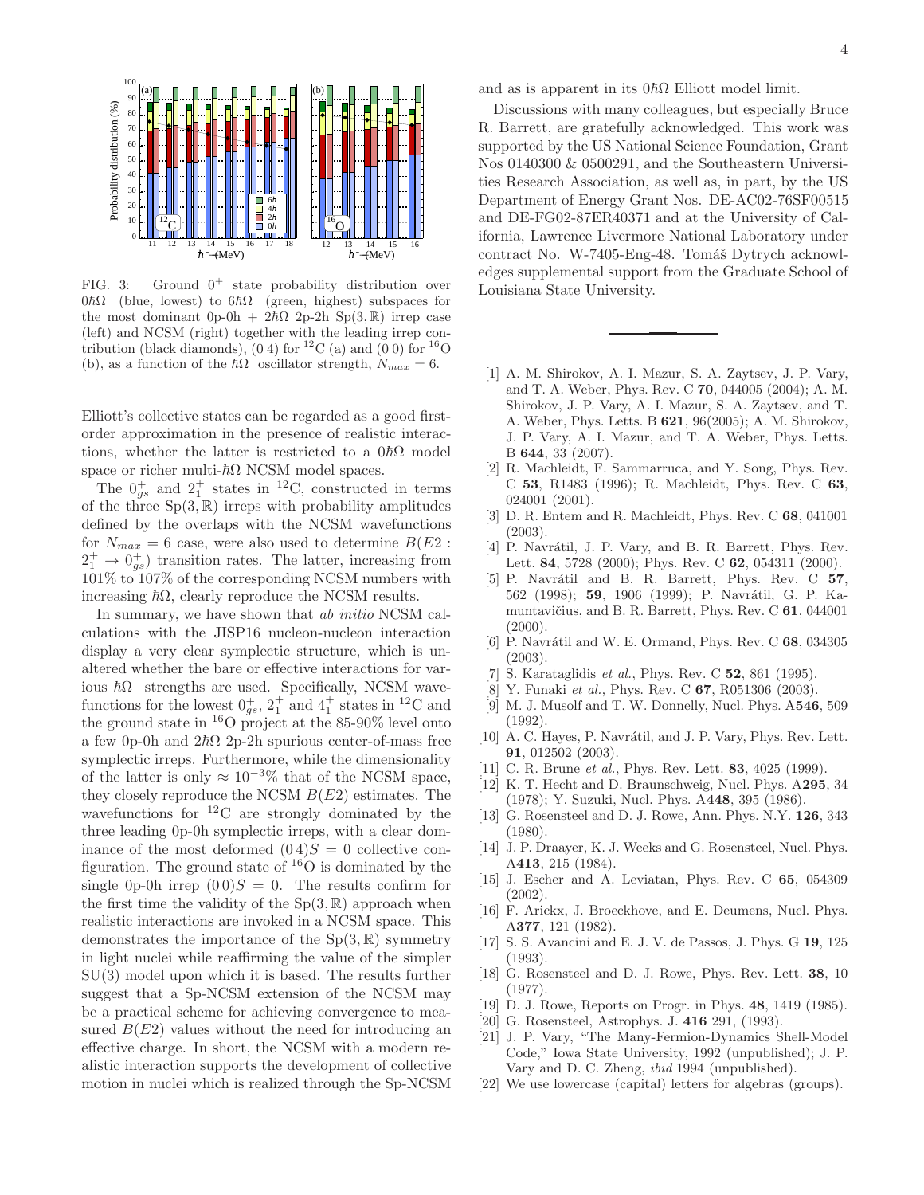100
90
80
70
60
50
40
30
20
10
0

Probability distribution (%)

(a)

$^{12}$C

11 12 13 14 15 16 17 18

$\hbar\Omega$ (MeV)

6ħ
4ħ
2ħ
0ħ

(b)

$^{16}$O

12 13 14 15 16

$\hbar\Omega$ (MeV)

FIG. 3: Ground $0^+$ state probability distribution over $0\hbar\Omega$ (blue, lowest) to $6\hbar\Omega$ (green, highest) subspaces for the most dominant 0p-0h + $2\hbar\Omega$ 2p-2h Sp(3, $\mathbb{R}$) irrep case (left) and NCSM (right) together with the leading irrep contribution (black diamonds), (0 4) for $^{12}$C (a) and (0 0) for $^{16}$O (b), as a function of the $\hbar\Omega$ oscillator strength, $N_{max} = 6$.

Elliott's collective states can be regarded as a good first-order approximation in the presence of realistic interactions, whether the latter is restricted to a $0\hbar\Omega$ model space or richer multi-$\hbar\Omega$ NCSM model spaces.

The $0^+_{gs}$ and $2^+_1$ states in $^{12}$C, constructed in terms of the three Sp(3, $\mathbb{R}$) irreps with probability amplitudes defined by the overlaps with the NCSM wavefunctions for $N_{max} = 6$ case, were also used to determine $B(E2 : 2^+_1 \to 0^+_{gs})$ transition rates. The latter, increasing from 101% to 107% of the corresponding NCSM numbers with increasing $\hbar\Omega$, clearly reproduce the NCSM results.

In summary, we have shown that *ab initio* NCSM calculations with the JISP16 nucleon-nucleon interaction display a very clear symplectic structure, which is unaltered whether the bare or effective interactions for various $\hbar\Omega$ strengths are used. Specifically, NCSM wavefunctions for the lowest $0^+_{gs}$, $2^+_1$ and $4^+_1$ states in $^{12}$C and the ground state in $^{16}$O project at the 85-90% level onto a few 0p-0h and $2\hbar\Omega$ 2p-2h spurious center-of-mass free symplectic irreps. Furthermore, while the dimensionality of the latter is only $\approx 10^{-3}$% that of the NCSM space, they closely reproduce the NCSM $B(E2)$ estimates. The wavefunctions for $^{12}$C are strongly dominated by the three leading 0p-0h symplectic irreps, with a clear dominance of the most deformed $(0\,4)S = 0$ collective configuration. The ground state of $^{16}$O is dominated by the single 0p-0h irrep $(0\,0)S = 0$. The results confirm for the first time the validity of the Sp(3, $\mathbb{R}$) approach when realistic interactions are invoked in a NCSM space. This demonstrates the importance of the Sp(3, $\mathbb{R}$) symmetry in light nuclei while reaffirming the value of the simpler SU(3) model upon which it is based. The results further suggest that a Sp-NCSM extension of the NCSM may be a practical scheme for achieving convergence to measured $B(E2)$ values without the need for introducing an effective charge. In short, the NCSM with a modern realistic interaction supports the development of collective motion in nuclei which is realized through the Sp-NCSM and as is apparent in its $0\hbar\Omega$ Elliott model limit.

Discussions with many colleagues, but especially Bruce R. Barrett, are gratefully acknowledged. This work was supported by the US National Science Foundation, Grant Nos 0140300 & 0500291, and the Southeastern Universities Research Association, as well as, in part, by the US Department of Energy Grant Nos. DE-AC02-76SF00515 and DE-FG02-87ER40371 and at the University of California, Lawrence Livermore National Laboratory under contract No. W-7405-Eng-48. Tomáš Dytrych acknowledges supplemental support from the Graduate School of Louisiana State University.

---

[1] A. M. Shirokov, A. I. Mazur, S. A. Zaytsev, J. P. Vary, and T. A. Weber, Phys. Rev. C **70**, 044005 (2004); A. M. Shirokov, J. P. Vary, A. I. Mazur, S. A. Zaytsev, and T. A. Weber, Phys. Letts. B **621**, 96(2005); A. M. Shirokov, J. P. Vary, A. I. Mazur, and T. A. Weber, Phys. Letts. B **644**, 33 (2007).

[2] R. Machleidt, F. Sammarruca, and Y. Song, Phys. Rev. C **53**, R1483 (1996); R. Machleidt, Phys. Rev. C **63**, 024001 (2001).

[3] D. R. Entem and R. Machleidt, Phys. Rev. C **68**, 041001 (2003).

[4] P. Navrátil, J. P. Vary, and B. R. Barrett, Phys. Rev. Lett. **84**, 5728 (2000); Phys. Rev. C **62**, 054311 (2000).

[5] P. Navrátil and B. R. Barrett, Phys. Rev. C **57**, 562 (1998); **59**, 1906 (1999); P. Navrátil, G. P. Kamuntavičius, and B. R. Barrett, Phys. Rev. C **61**, 044001 (2000).

[6] P. Navrátil and W. E. Ormand, Phys. Rev. C **68**, 034305 (2003).

[7] S. Karataglidis *et al.*, Phys. Rev. C **52**, 861 (1995).

[8] Y. Funaki *et al.*, Phys. Rev. C **67**, R051306 (2003).

[9] M. J. Musolf and T. W. Donnelly, Nucl. Phys. A**546**, 509 (1992).

[10] A. C. Hayes, P. Navrátil, and J. P. Vary, Phys. Rev. Lett. **91**, 012502 (2003).

[11] C. R. Brune *et al.*, Phys. Rev. Lett. **83**, 4025 (1999).

[12] K. T. Hecht and D. Braunschweig, Nucl. Phys. A**295**, 34 (1978); Y. Suzuki, Nucl. Phys. A**448**, 395 (1986).

[13] G. Rosensteel and D. J. Rowe, Ann. Phys. N.Y. **126**, 343 (1980).

[14] J. P. Draayer, K. J. Weeks and G. Rosensteel, Nucl. Phys. A**413**, 215 (1984).

[15] J. Escher and A. Leviatan, Phys. Rev. C **65**, 054309 (2002).

[16] F. Arickx, J. Broeckhove, and E. Deumens, Nucl. Phys. A**377**, 121 (1982).

[17] S. S. Avancini and E. J. V. de Passos, J. Phys. G **19**, 125 (1993).

[18] G. Rosensteel and D. J. Rowe, Phys. Rev. Lett. **38**, 10 (1977).

[19] D. J. Rowe, Reports on Progr. in Phys. **48**, 1419 (1985).

[20] G. Rosensteel, Astrophys. J. **416** 291, (1993).

[21] J. P. Vary, "The Many-Fermion-Dynamics Shell-Model Code," Iowa State University, 1992 (unpublished); J. P. Vary and D. C. Zheng, *ibid* 1994 (unpublished).

[22] We use lowercase (capital) letters for algebras (groups).